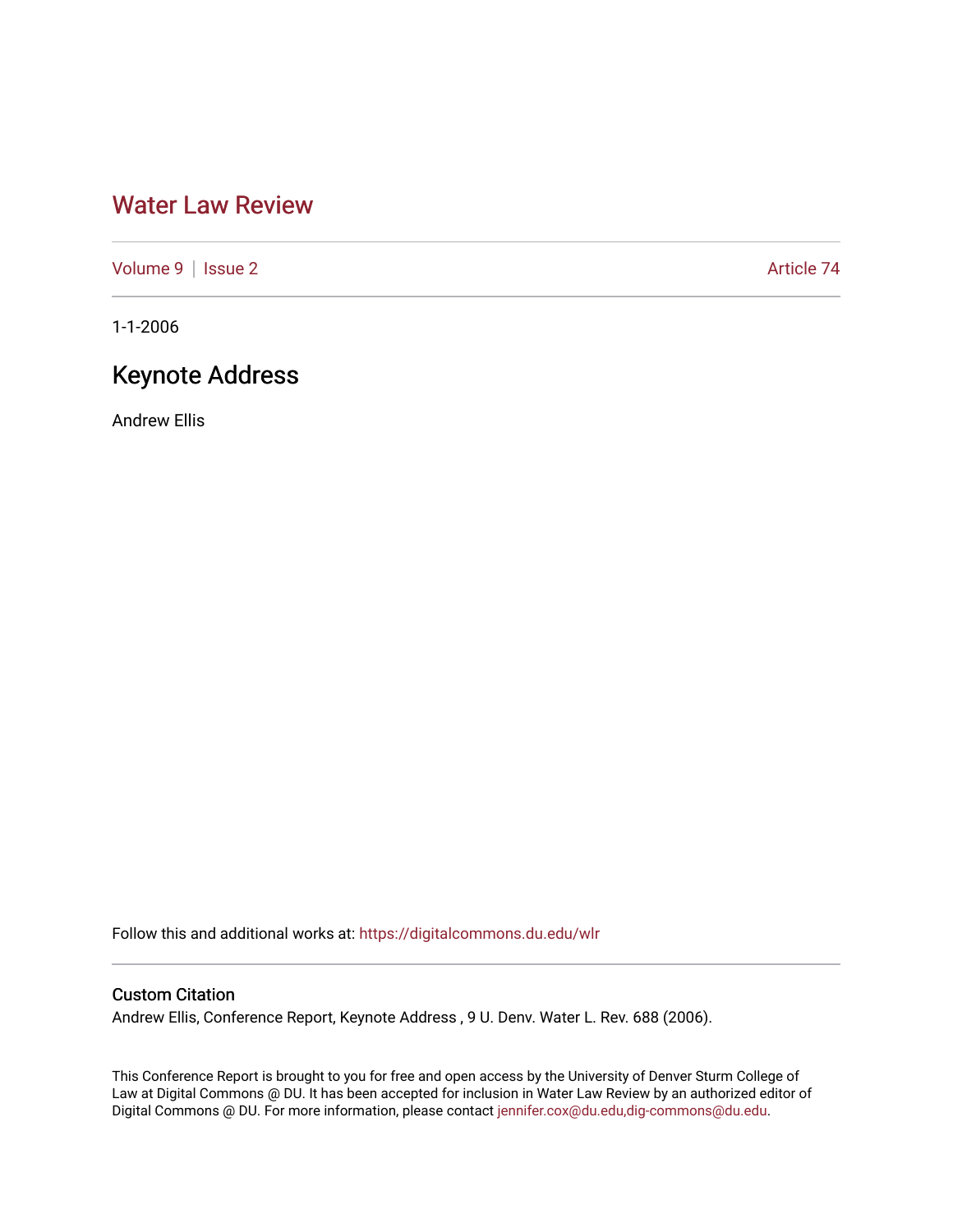# Water Law Review

Volume 9 | Issue 2 | Article 74

1-1-2006

## Keynote Address

Andrew Ellis

Follow this and additional works at: https://digitalcommons.du.edu/wlr

### Custom Citation

Andrew Ellis, Conference Report, Keynote Address , 9 U. Denv. Water L. Rev. 688 (2006).

This Conference Report is brought to you for free and open access by the University of Denver Sturm College of Law at Digital Commons @ DU. It has been accepted for inclusion in Water Law Review by an authorized editor of Digital Commons @ DU. For more information, please contact jennifer.cox@du.edu,dig-commons@du.edu.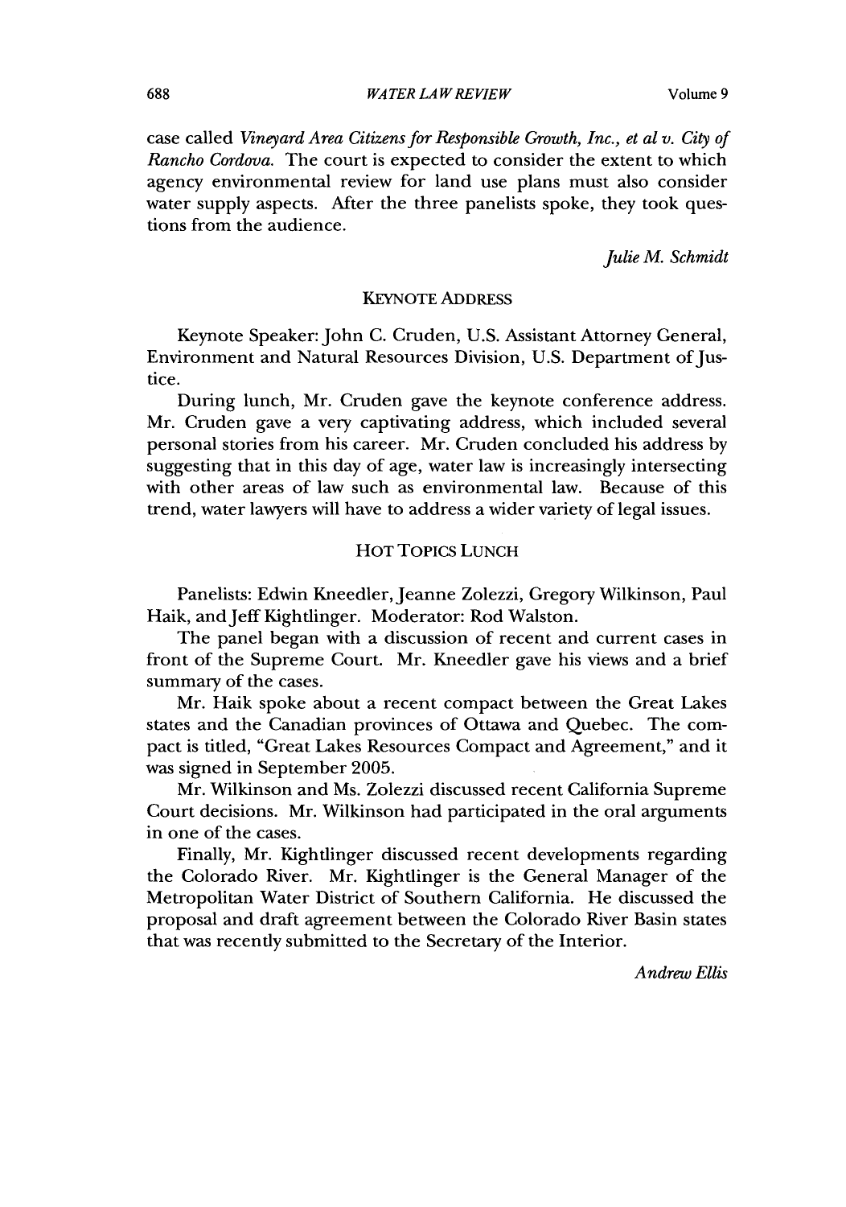case called *Vineyard Area Citizens for Responsible Growth, Inc., et al v. City of Rancho Cordova.* The court is expected to consider the extent to which agency environmental review for land use plans must also consider water supply aspects. After the three panelists spoke, they took questions from the audience.

*Julie M. Schmidt*

## KEYNOTE ADDRESS

Keynote Speaker: John C. Cruden, U.S. Assistant Attorney General, Environment and Natural Resources Division, U.S. Department of Justice.

During lunch, Mr. Cruden gave the keynote conference address. Mr. Cruden gave a very captivating address, which included several personal stories from his career. Mr. Cruden concluded his address by suggesting that in this day of age, water law is increasingly intersecting with other areas of law such as environmental law. Because of this trend, water lawyers will have to address a wider variety of legal issues.

## HOT TOPICS LUNCH

Panelists: Edwin Kneedler, Jeanne Zolezzi, Gregory Wilkinson, Paul Haik, and Jeff Kightlinger. Moderator: Rod Walston.

The panel began with a discussion of recent and current cases in front of the Supreme Court. Mr. Kneedler gave his views and a brief summary of the cases.

Mr. Haik spoke about a recent compact between the Great Lakes states and the Canadian provinces of Ottawa and Quebec. The compact is titled, "Great Lakes Resources Compact and Agreement," and it was signed in September 2005.

Mr. Wilkinson and Ms. Zolezzi discussed recent California Supreme Court decisions. Mr. Wilkinson had participated in the oral arguments in one of the cases.

Finally, Mr. Kightlinger discussed recent developments regarding the Colorado River. Mr. Kightlinger is the General Manager of the Metropolitan Water District of Southern California. He discussed the proposal and draft agreement between the Colorado River Basin states that was recently submitted to the Secretary of the Interior.

*Andrew Ellis*